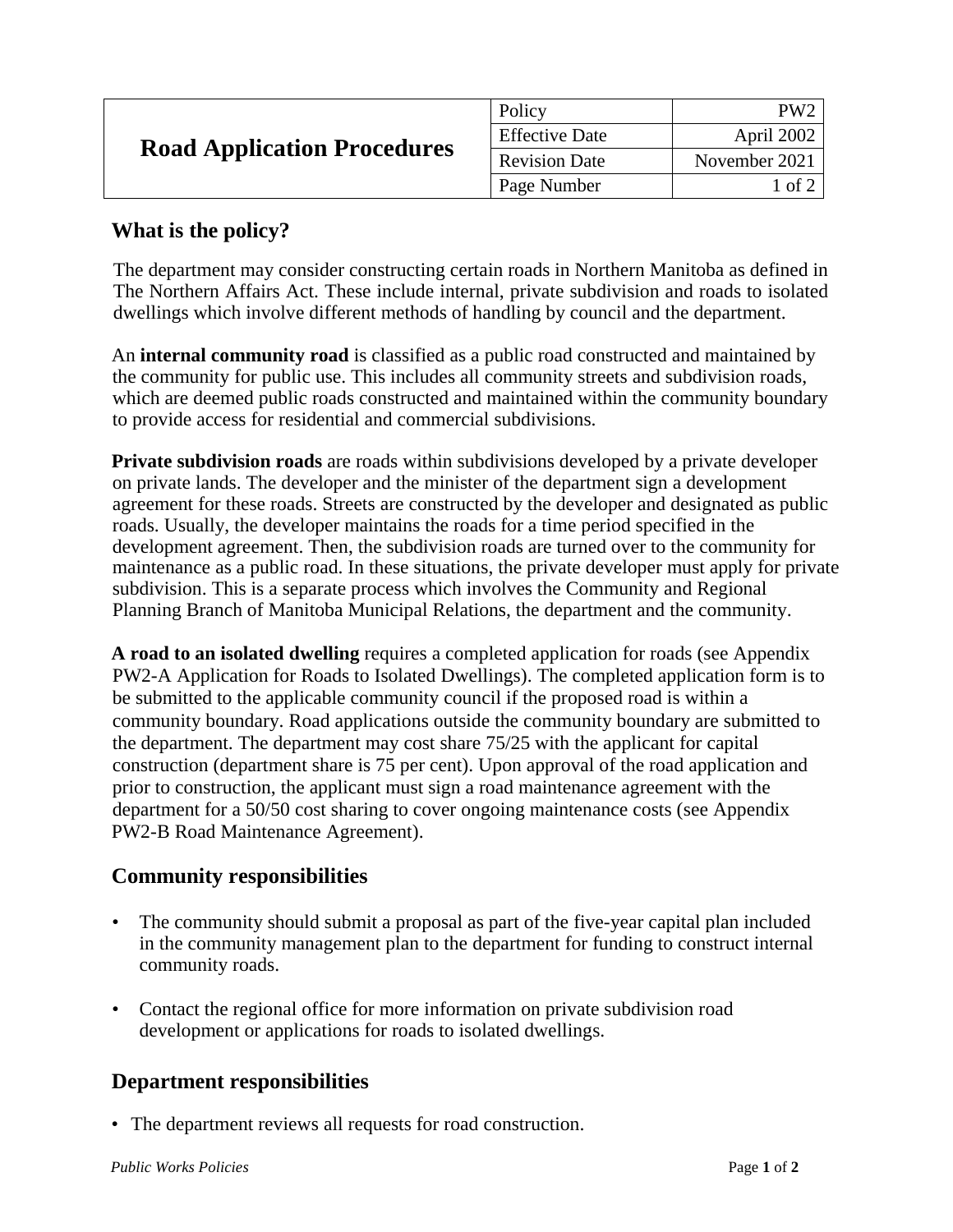| Road Application Procedures | Policy | PW2 |
|---|---|---|
| | Effective Date | April 2002 |
| | Revision Date | November 2021 |
| | Page Number | 1 of 2 |

## What is the policy?

The department may consider constructing certain roads in Northern Manitoba as defined in The Northern Affairs Act. These include internal, private subdivision and roads to isolated dwellings which involve different methods of handling by council and the department.

An **internal community road** is classified as a public road constructed and maintained by the community for public use. This includes all community streets and subdivision roads, which are deemed public roads constructed and maintained within the community boundary to provide access for residential and commercial subdivisions.

**Private subdivision roads** are roads within subdivisions developed by a private developer on private lands. The developer and the minister of the department sign a development agreement for these roads. Streets are constructed by the developer and designated as public roads. Usually, the developer maintains the roads for a time period specified in the development agreement. Then, the subdivision roads are turned over to the community for maintenance as a public road. In these situations, the private developer must apply for private subdivision. This is a separate process which involves the Community and Regional Planning Branch of Manitoba Municipal Relations, the department and the community.

**A road to an isolated dwelling** requires a completed application for roads (see Appendix PW2-A Application for Roads to Isolated Dwellings). The completed application form is to be submitted to the applicable community council if the proposed road is within a community boundary. Road applications outside the community boundary are submitted to the department. The department may cost share 75/25 with the applicant for capital construction (department share is 75 per cent). Upon approval of the road application and prior to construction, the applicant must sign a road maintenance agreement with the department for a 50/50 cost sharing to cover ongoing maintenance costs (see Appendix PW2-B Road Maintenance Agreement).

## Community responsibilities

- The community should submit a proposal as part of the five-year capital plan included in the community management plan to the department for funding to construct internal community roads.
- Contact the regional office for more information on private subdivision road development or applications for roads to isolated dwellings.

## Department responsibilities

- The department reviews all requests for road construction.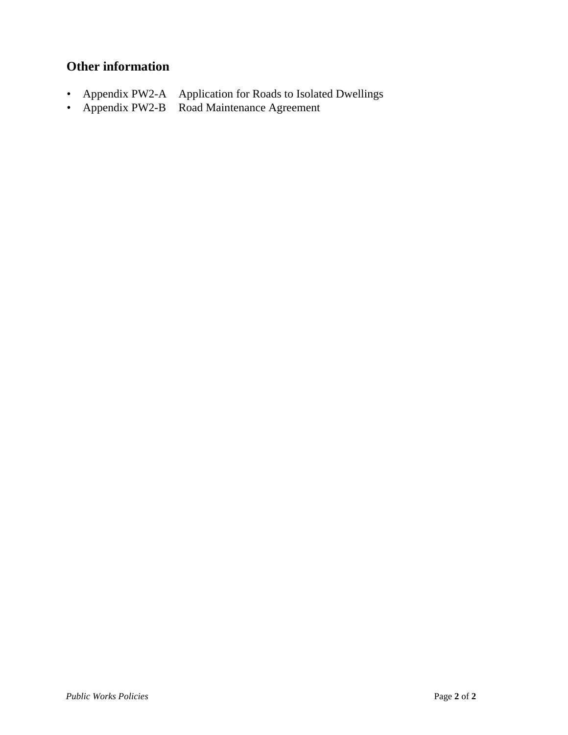## Other information

- Appendix PW2-A Application for Roads to Isolated Dwellings
- Appendix PW2-B Road Maintenance Agreement